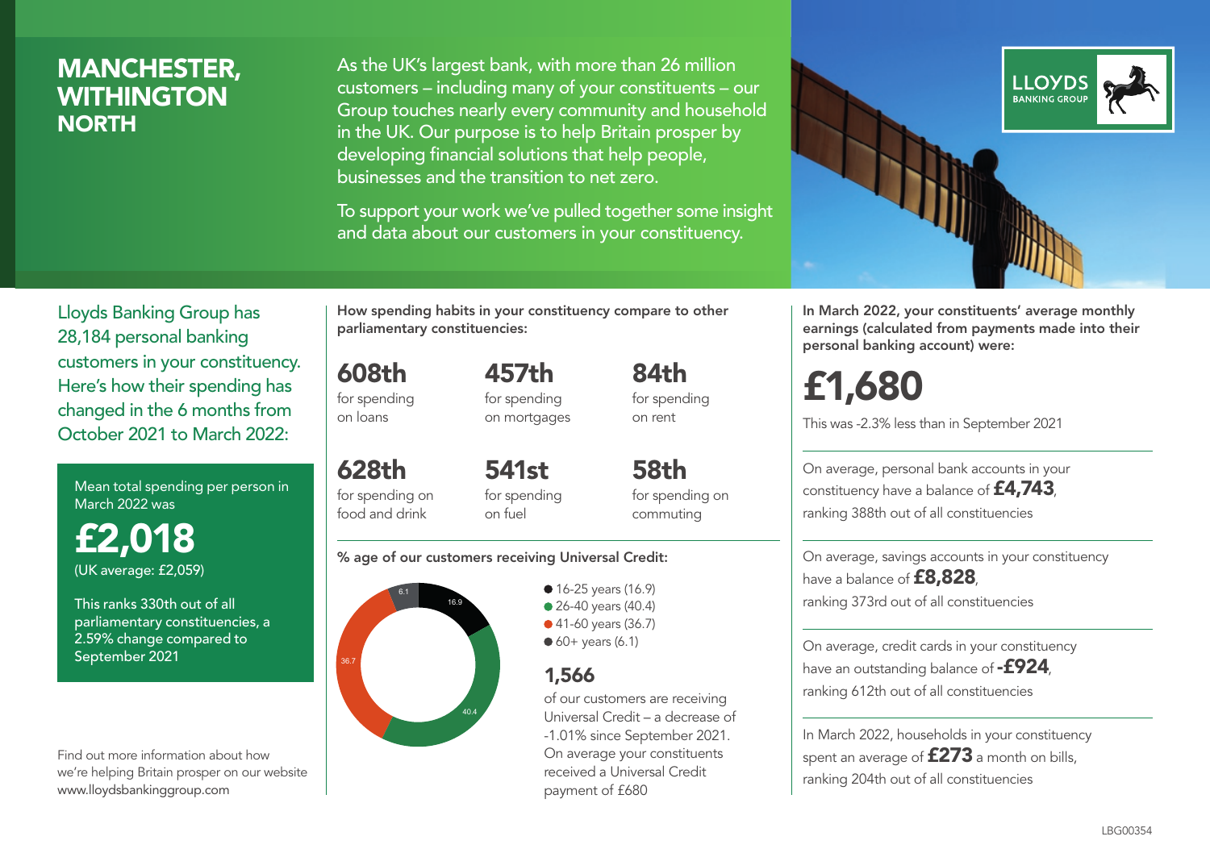# MANCHESTER, WITHINGTON NORTH

As the UK's largest bank, with more than 26 million customers – including many of your constituents – our Group touches nearly every community and household in the UK. Our purpose is to help Britain prosper by developing financial solutions that help people, businesses and the transition to net zero.

To support your work we've pulled together some insight and data about our customers in your constituency.

LLOYDS BANKING GROUP

Lloyds Banking Group has 28,184 personal banking customers in your constituency. Here's how their spending has changed in the 6 months from October 2021 to March 2022:

Mean total spending per person in March 2022 was

**£2,018**

(UK average: £2,059)

This ranks 330th out of all parliamentary constituencies, a 2.59% change compared to September 2021

Find out more information about how we're helping Britain prosper on our website www.lloydsbankinggroup.com

**How spending habits in your constituency compare to other parliamentary constituencies:**

**608th** for spending on loans

**457th** for spending on mortgages

**84th** for spending on rent

**628th** for spending on food and drink

**541st** for spending on fuel

**58th** for spending on commuting

**% age of our customers receiving Universal Credit:**

- 16-25 years (16.9)
- 26-40 years (40.4)
- 41-60 years (36.7)
- 60+ years (6.1)

**1,566**

of our customers are receiving Universal Credit – a decrease of -1.01% since September 2021. On average your constituents received a Universal Credit payment of £680

**In March 2022, your constituents' average monthly earnings (calculated from payments made into their personal banking account) were:**

**£1,680**

This was -2.3% less than in September 2021

On average, personal bank accounts in your constituency have a balance of **£4,743**, ranking 388th out of all constituencies

On average, savings accounts in your constituency have a balance of **£8,828**, ranking 373rd out of all constituencies

On average, credit cards in your constituency have an outstanding balance of **-£924**, ranking 612th out of all constituencies

In March 2022, households in your constituency spent an average of **£273** a month on bills, ranking 204th out of all constituencies

LBG00354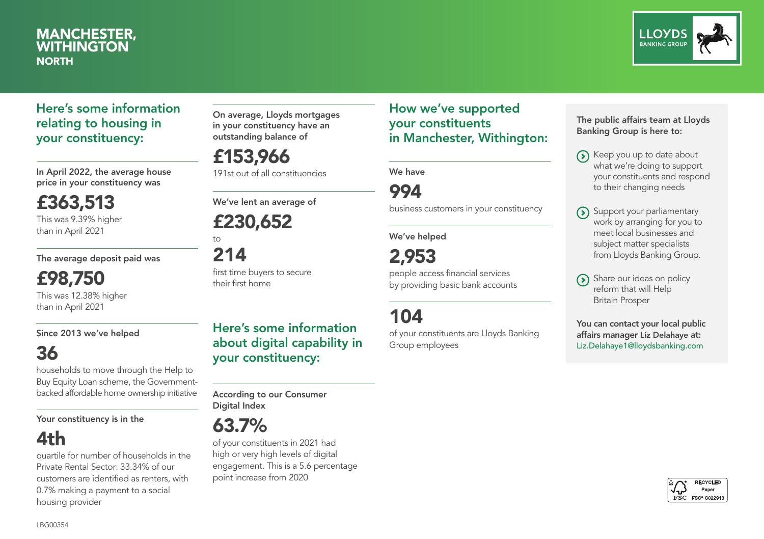# MANCHESTER, WITHINGTON

**NORTH**

## Here's some information relating to housing in your constituency:

**In April 2022, the average house price in your constituency was**

# £363,513

This was 9.39% higher than in April 2021

**The average deposit paid was**

# £98,750

This was 12.38% higher than in April 2021

**Since 2013 we've helped**

# 36

households to move through the Help to Buy Equity Loan scheme, the Government-backed affordable home ownership initiative

**Your constituency is in the**

# 4th

quartile for number of households in the Private Rental Sector: 33.34% of our customers are identified as renters, with 0.7% making a payment to a social housing provider

**On average, Lloyds mortgages in your constituency have an outstanding balance of**

# £153,966

191st out of all constituencies

**We've lent an average of**

# £230,652

to

# 214

first time buyers to secure their first home

## Here's some information about digital capability in your constituency:

**According to our Consumer Digital Index**

# 63.7%

of your constituents in 2021 had high or very high levels of digital engagement. This is a 5.6 percentage point increase from 2020

## How we've supported your constituents in Manchester, Withington:

**We have**

# 994

business customers in your constituency

**We've helped**

# 2,953

people access financial services by providing basic bank accounts

# 104

of your constituents are Lloyds Banking Group employees

**The public affairs team at Lloyds Banking Group is here to:**

- Keep you up to date about what we're doing to support your constituents and respond to their changing needs
- Support your parliamentary work by arranging for you to meet local businesses and subject matter specialists from Lloyds Banking Group.
- Share our ideas on policy reform that will Help Britain Prosper

**You can contact your local public affairs manager Liz Delahaye at:**
Liz.Delahaye1@lloydsbanking.com

LBG00354